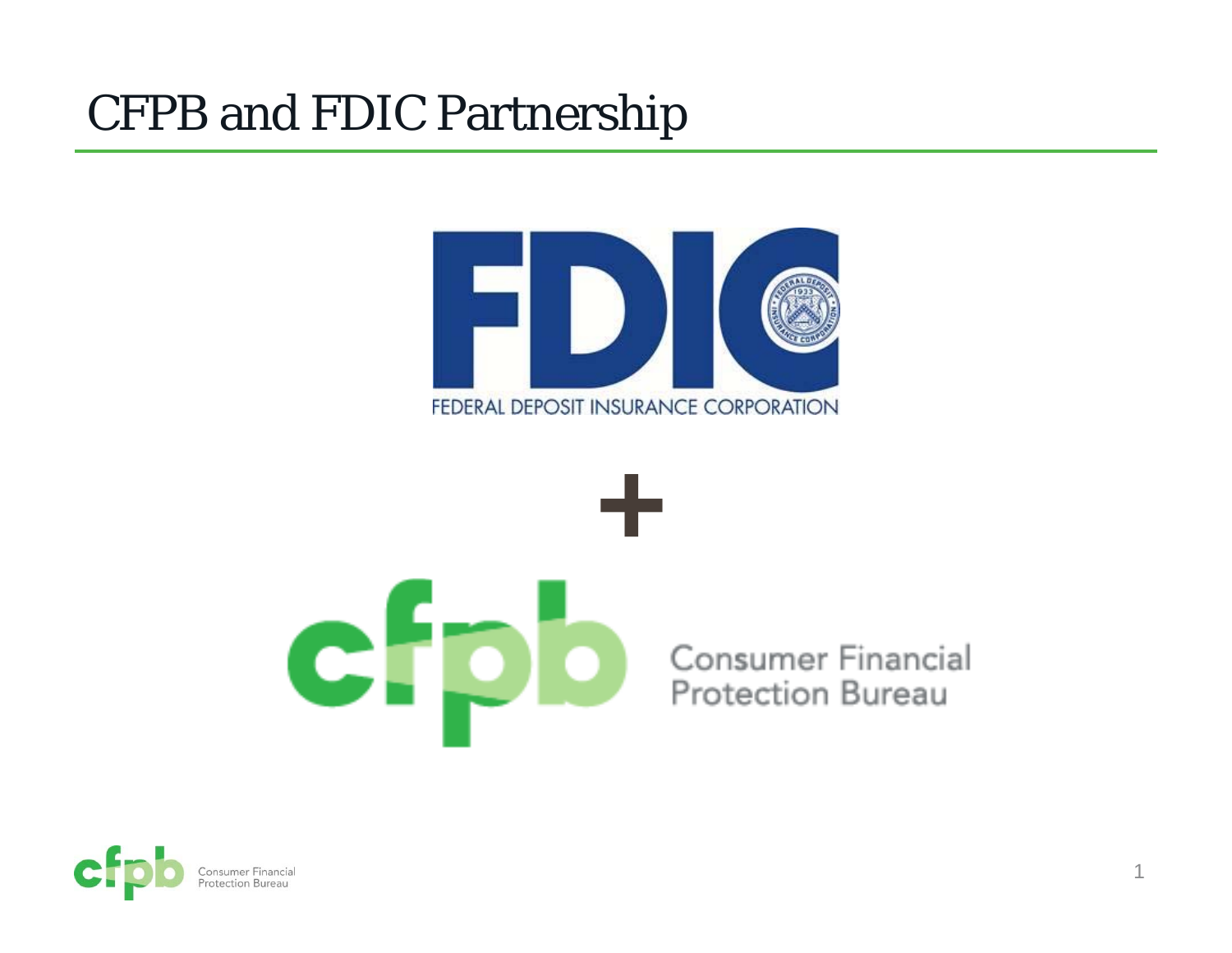# CFPB and FDIC Partnership

FDIC

FEDERAL DEPOSIT INSURANCE CORPORATION

+

cfpb Consumer Financial Protection Bureau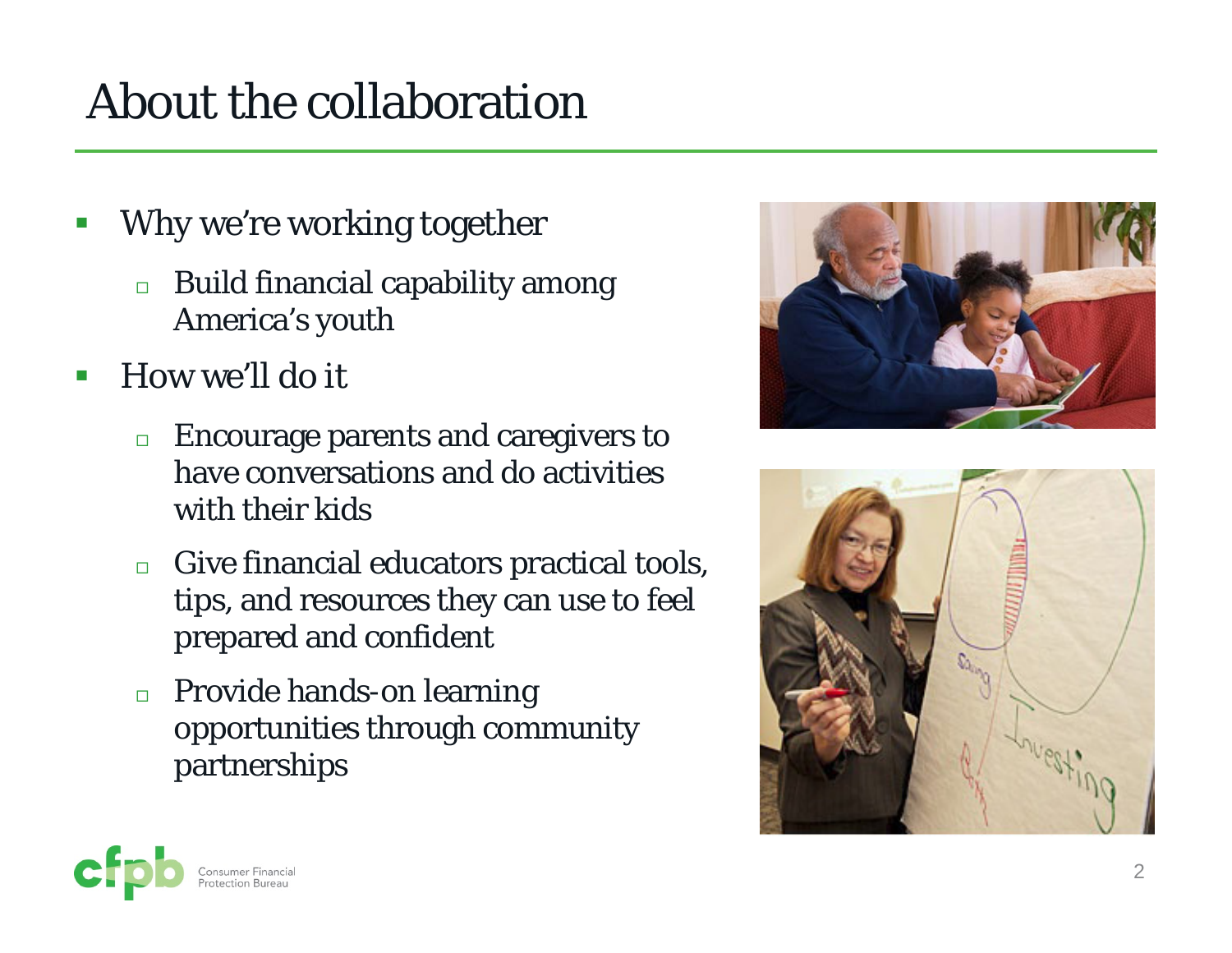# About the collaboration

- Why we're working together
  - Build financial capability among America's youth
- How we'll do it
  - Encourage parents and caregivers to have conversations and do activities with their kids
  - Give financial educators practical tools, tips, and resources they can use to feel prepared and confident
  - Provide hands-on learning opportunities through community partnerships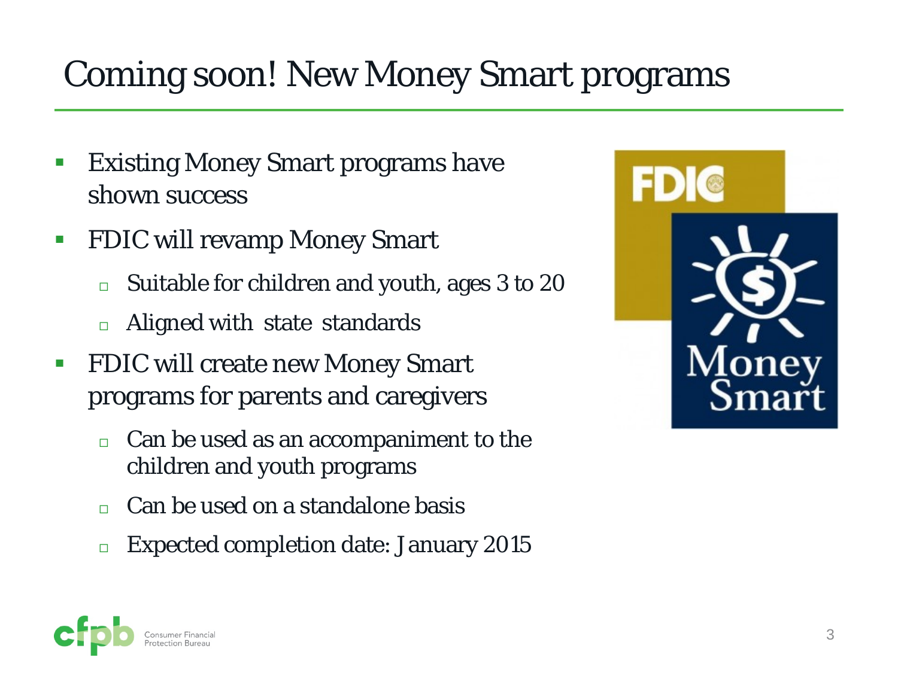# Coming soon! New Money Smart programs

- Existing Money Smart programs have shown success
- FDIC will revamp Money Smart
  - Suitable for children and youth, ages 3 to 20
  - Aligned with state standards
- FDIC will create new Money Smart programs for parents and caregivers
  - Can be used as an accompaniment to the children and youth programs
  - Can be used on a standalone basis
  - Expected completion date: January 2015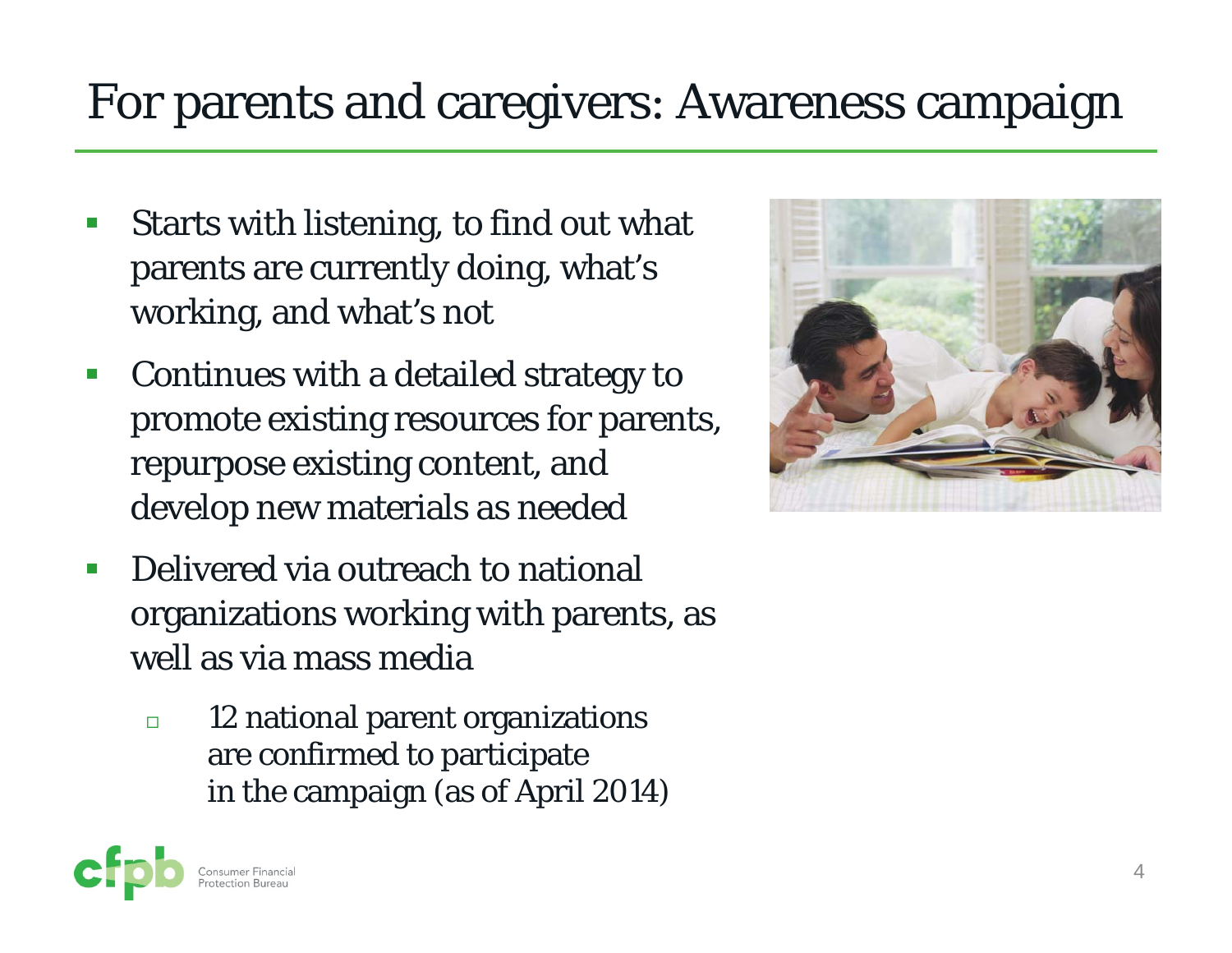# For parents and caregivers: Awareness campaign

- Starts with listening, to find out what parents are currently doing, what's working, and what's not
- Continues with a detailed strategy to promote existing resources for parents, repurpose existing content, and develop new materials as needed
- Delivered via outreach to national organizations working with parents, as well as via mass media
  - 12 national parent organizations are confirmed to participate in the campaign (as of April 2014)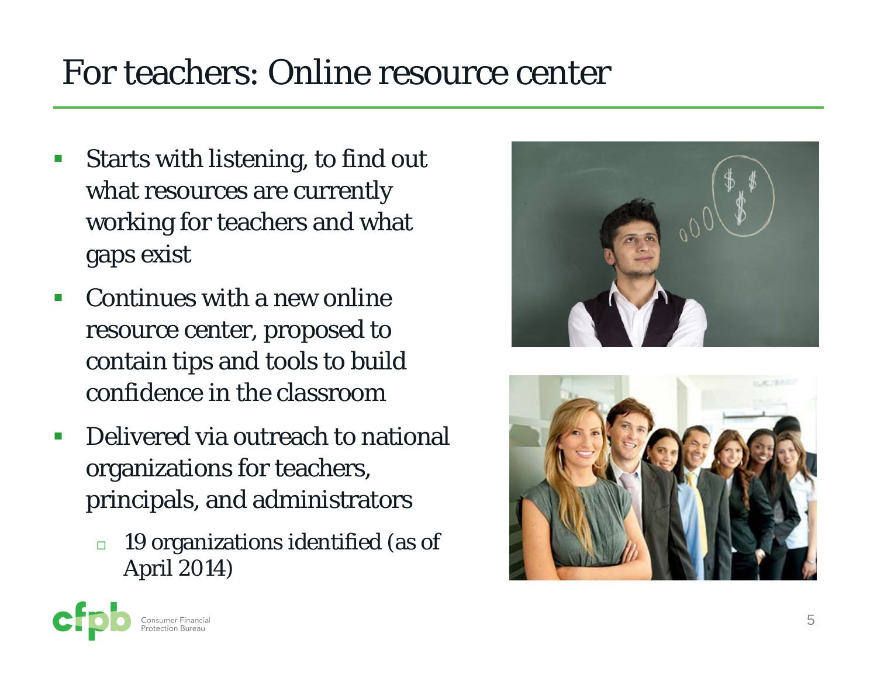# For teachers: Online resource center

- Starts with listening, to find out what resources are currently working for teachers and what gaps exist
- Continues with a new online resource center, proposed to contain tips and tools to build confidence in the classroom
- Delivered via outreach to national organizations for teachers, principals, and administrators
  - 19 organizations identified (as of April 2014)